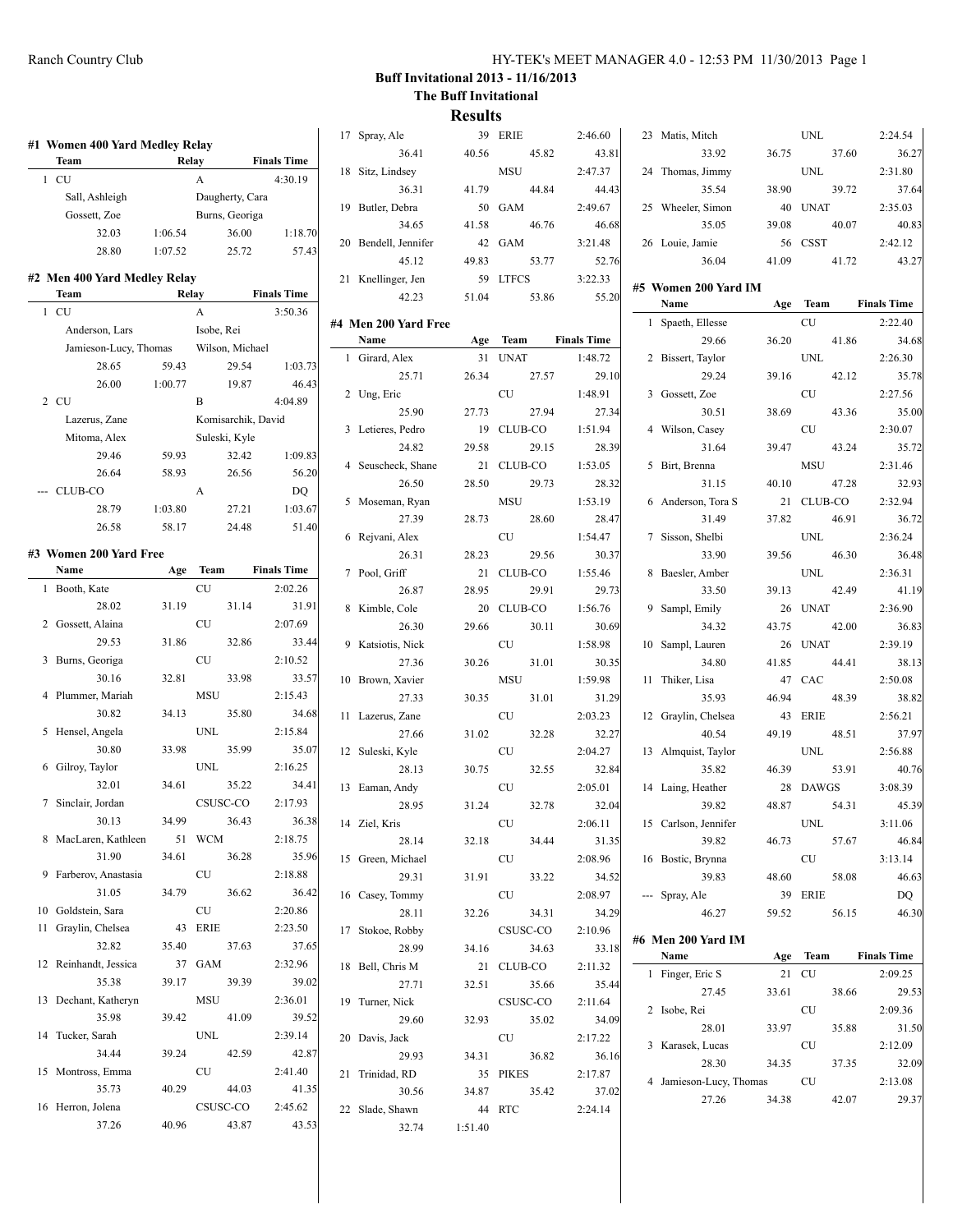## Buff Invitational 2013 - 11/16/2013

## The Buff Invitational

## Results

### #1 Women 400 Yard Medley Relay

| | Team | Relay | | Finals Time |
|---|---|---|---|---|
| 1 | CU | A | | 4:30.19 |
| | Sall, Ashleigh | Daugherty, Cara | | |
| | Gossett, Zoe | Burns, Georiga | | |
| | 32.03 | 1:06.54 | 36.00 | 1:18.70 |
| | 28.80 | 1:07.52 | 25.72 | 57.43 |

### #2 Men 400 Yard Medley Relay

| | Team | Relay | | Finals Time |
|---|---|---|---|---|
| 1 | CU | A | | 3:50.36 |
| | Anderson, Lars | Isobe, Rei | | |
| | Jamieson-Lucy, Thomas | Wilson, Michael | | |
| | 28.65 | 59.43 | 29.54 | 1:03.73 |
| | 26.00 | 1:00.77 | 19.87 | 46.43 |
| 2 | CU | B | | 4:04.89 |
| | Lazerus, Zane | Komisarchik, David | | |
| | Mitoma, Alex | Suleski, Kyle | | |
| | 29.46 | 59.93 | 32.42 | 1:09.83 |
| | 26.64 | 58.93 | 26.56 | 56.20 |
| --- | CLUB-CO | A | | DQ |
| | 28.79 | 1:03.80 | 27.21 | 1:03.67 |
| | 26.58 | 58.17 | 24.48 | 51.40 |

### #3 Women 200 Yard Free

| | Name | Age | Team | Finals Time |
|---|---|---|---|---|
| 1 | Booth, Kate | | CU | 2:02.26 |
| | 28.02 | 31.19 | 31.14 | 31.91 |
| 2 | Gossett, Alaina | | CU | 2:07.69 |
| | 29.53 | 31.86 | 32.86 | 33.44 |
| 3 | Burns, Georiga | | CU | 2:10.52 |
| | 30.16 | 32.81 | 33.98 | 33.57 |
| 4 | Plummer, Mariah | | MSU | 2:15.43 |
| | 30.82 | 34.13 | 35.80 | 34.68 |
| 5 | Hensel, Angela | | UNL | 2:15.84 |
| | 30.80 | 33.98 | 35.99 | 35.07 |
| 6 | Gilroy, Taylor | | UNL | 2:16.25 |
| | 32.01 | 34.61 | 35.22 | 34.41 |
| 7 | Sinclair, Jordan | | CSUSC-CO | 2:17.93 |
| | 30.13 | 34.99 | 36.43 | 36.38 |
| 8 | MacLaren, Kathleen | 51 | WCM | 2:18.75 |
| | 31.90 | 34.61 | 36.28 | 35.96 |
| 9 | Farberov, Anastasia | | CU | 2:18.88 |
| | 31.05 | 34.79 | 36.62 | 36.42 |
| 10 | Goldstein, Sara | | CU | 2:20.86 |
| 11 | Graylin, Chelsea | 43 | ERIE | 2:23.50 |
| | 32.82 | 35.40 | 37.63 | 37.65 |
| 12 | Reinhandt, Jessica | 37 | GAM | 2:32.96 |
| | 35.38 | 39.17 | 39.39 | 39.02 |
| 13 | Dechant, Katheryn | | MSU | 2:36.01 |
| | 35.98 | 39.42 | 41.09 | 39.52 |
| 14 | Tucker, Sarah | | UNL | 2:39.14 |
| | 34.44 | 39.24 | 42.59 | 42.87 |
| 15 | Montross, Emma | | CU | 2:41.40 |
| | 35.73 | 40.29 | 44.03 | 41.35 |
| 16 | Herron, Jolena | | CSUSC-CO | 2:45.62 |
| | 37.26 | 40.96 | 43.87 | 43.53 |
| 17 | Spray, Ale | 39 | ERIE | 2:46.60 |
| | 36.41 | 40.56 | 45.82 | 43.81 |
| 18 | Sitz, Lindsey | | MSU | 2:47.37 |
| | 36.31 | 41.79 | 44.84 | 44.43 |
| 19 | Butler, Debra | 50 | GAM | 2:49.67 |
| | 34.65 | 41.58 | 46.76 | 46.68 |
| 20 | Bendell, Jennifer | 42 | GAM | 3:21.48 |
| | 45.12 | 49.83 | 53.77 | 52.76 |
| 21 | Knellinger, Jen | 59 | LTFCS | 3:22.33 |
| | 42.23 | 51.04 | 53.86 | 55.20 |

### #4 Men 200 Yard Free

| | Name | Age | Team | Finals Time |
|---|---|---|---|---|
| 1 | Girard, Alex | 31 | UNAT | 1:48.72 |
| | 25.71 | 26.34 | 27.57 | 29.10 |
| 2 | Ung, Eric | | CU | 1:48.91 |
| | 25.90 | 27.73 | 27.94 | 27.34 |
| 3 | Letieres, Pedro | 19 | CLUB-CO | 1:51.94 |
| | 24.82 | 29.58 | 29.15 | 28.39 |
| 4 | Seuscheck, Shane | 21 | CLUB-CO | 1:53.05 |
| | 26.50 | 28.50 | 29.73 | 28.32 |
| 5 | Moseman, Ryan | | MSU | 1:53.19 |
| | 27.39 | 28.73 | 28.60 | 28.47 |
| 6 | Rejvani, Alex | | CU | 1:54.47 |
| | 26.31 | 28.23 | 29.56 | 30.37 |
| 7 | Pool, Griff | 21 | CLUB-CO | 1:55.46 |
| | 26.87 | 28.95 | 29.91 | 29.73 |
| 8 | Kimble, Cole | 20 | CLUB-CO | 1:56.76 |
| | 26.30 | 29.66 | 30.11 | 30.69 |
| 9 | Katsiotis, Nick | | CU | 1:58.98 |
| | 27.36 | 30.26 | 31.01 | 30.35 |
| 10 | Brown, Xavier | | MSU | 1:59.98 |
| | 27.33 | 30.35 | 31.01 | 31.29 |
| 11 | Lazerus, Zane | | CU | 2:03.23 |
| | 27.66 | 31.02 | 32.28 | 32.27 |
| 12 | Suleski, Kyle | | CU | 2:04.27 |
| | 28.13 | 30.75 | 32.55 | 32.84 |
| 13 | Eaman, Andy | | CU | 2:05.01 |
| | 28.95 | 31.24 | 32.78 | 32.04 |
| 14 | Ziel, Kris | | CU | 2:06.11 |
| | 28.14 | 32.18 | 34.44 | 31.35 |
| 15 | Green, Michael | | CU | 2:08.96 |
| | 29.31 | 31.91 | 33.22 | 34.52 |
| 16 | Casey, Tommy | | CU | 2:08.97 |
| | 28.11 | 32.26 | 34.31 | 34.29 |
| 17 | Stokoe, Robby | | CSUSC-CO | 2:10.96 |
| | 28.99 | 34.16 | 34.63 | 33.18 |
| 18 | Bell, Chris M | 21 | CLUB-CO | 2:11.32 |
| | 27.71 | 32.51 | 35.66 | 35.44 |
| 19 | Turner, Nick | | CSUSC-CO | 2:11.64 |
| | 29.60 | 32.93 | 35.02 | 34.09 |
| 20 | Davis, Jack | | CU | 2:17.22 |
| | 29.93 | 34.31 | 36.82 | 36.16 |
| 21 | Trinidad, RD | 35 | PIKES | 2:17.87 |
| | 30.56 | 34.87 | 35.42 | 37.02 |
| 22 | Slade, Shawn | 44 | RTC | 2:24.14 |
| | 32.74 | 1:51.40 | | |
| 23 | Matis, Mitch | | UNL | 2:24.54 |
| | 33.92 | 36.75 | 37.60 | 36.27 |
| 24 | Thomas, Jimmy | | UNL | 2:31.80 |
| | 35.54 | 38.90 | 39.72 | 37.64 |
| 25 | Wheeler, Simon | 40 | UNAT | 2:35.03 |
| | 35.05 | 39.08 | 40.07 | 40.83 |
| 26 | Louie, Jamie | 56 | CSST | 2:42.12 |
| | 36.04 | 41.09 | 41.72 | 43.27 |

### #5 Women 200 Yard IM

| | Name | Age | Team | Finals Time |
|---|---|---|---|---|
| 1 | Spaeth, Ellesse | | CU | 2:22.40 |
| | 29.66 | 36.20 | 41.86 | 34.68 |
| 2 | Bissert, Taylor | | UNL | 2:26.30 |
| | 29.24 | 39.16 | 42.12 | 35.78 |
| 3 | Gossett, Zoe | | CU | 2:27.56 |
| | 30.51 | 38.69 | 43.36 | 35.00 |
| 4 | Wilson, Casey | | CU | 2:30.07 |
| | 31.64 | 39.47 | 43.24 | 35.72 |
| 5 | Birt, Brenna | | MSU | 2:31.46 |
| | 31.15 | 40.10 | 47.28 | 32.93 |
| 6 | Anderson, Tora S | 21 | CLUB-CO | 2:32.94 |
| | 31.49 | 37.82 | 46.91 | 36.72 |
| 7 | Sisson, Shelbi | | UNL | 2:36.24 |
| | 33.90 | 39.56 | 46.30 | 36.48 |
| 8 | Baesler, Amber | | UNL | 2:36.31 |
| | 33.50 | 39.13 | 42.49 | 41.19 |
| 9 | Sampl, Emily | 26 | UNAT | 2:36.90 |
| | 34.32 | 43.75 | 42.00 | 36.83 |
| 10 | Sampl, Lauren | 26 | UNAT | 2:39.19 |
| | 34.80 | 41.85 | 44.41 | 38.13 |
| 11 | Thiker, Lisa | 47 | CAC | 2:50.08 |
| | 35.93 | 46.94 | 48.39 | 38.82 |
| 12 | Graylin, Chelsea | 43 | ERIE | 2:56.21 |
| | 40.54 | 49.19 | 48.51 | 37.97 |
| 13 | Almquist, Taylor | | UNL | 2:56.88 |
| | 35.82 | 46.39 | 53.91 | 40.76 |
| 14 | Laing, Heather | 28 | DAWGS | 3:08.39 |
| | 39.82 | 48.87 | 54.31 | 45.39 |
| 15 | Carlson, Jennifer | | UNL | 3:11.06 |
| | 39.82 | 46.73 | 57.67 | 46.84 |
| 16 | Bostic, Brynna | | CU | 3:13.14 |
| | 39.83 | 48.60 | 58.08 | 46.63 |
| --- | Spray, Ale | 39 | ERIE | DQ |
| | 46.27 | 59.52 | 56.15 | 46.30 |

### #6 Men 200 Yard IM

| | Name | Age | Team | Finals Time |
|---|---|---|---|---|
| 1 | Finger, Eric S | 21 | CU | 2:09.25 |
| | 27.45 | 33.61 | 38.66 | 29.53 |
| 2 | Isobe, Rei | | CU | 2:09.36 |
| | 28.01 | 33.97 | 35.88 | 31.50 |
| 3 | Karasek, Lucas | | CU | 2:12.09 |
| | 28.30 | 34.35 | 37.35 | 32.09 |
| 4 | Jamieson-Lucy, Thomas | | CU | 2:13.08 |
| | 27.26 | 34.38 | 42.07 | 29.37 |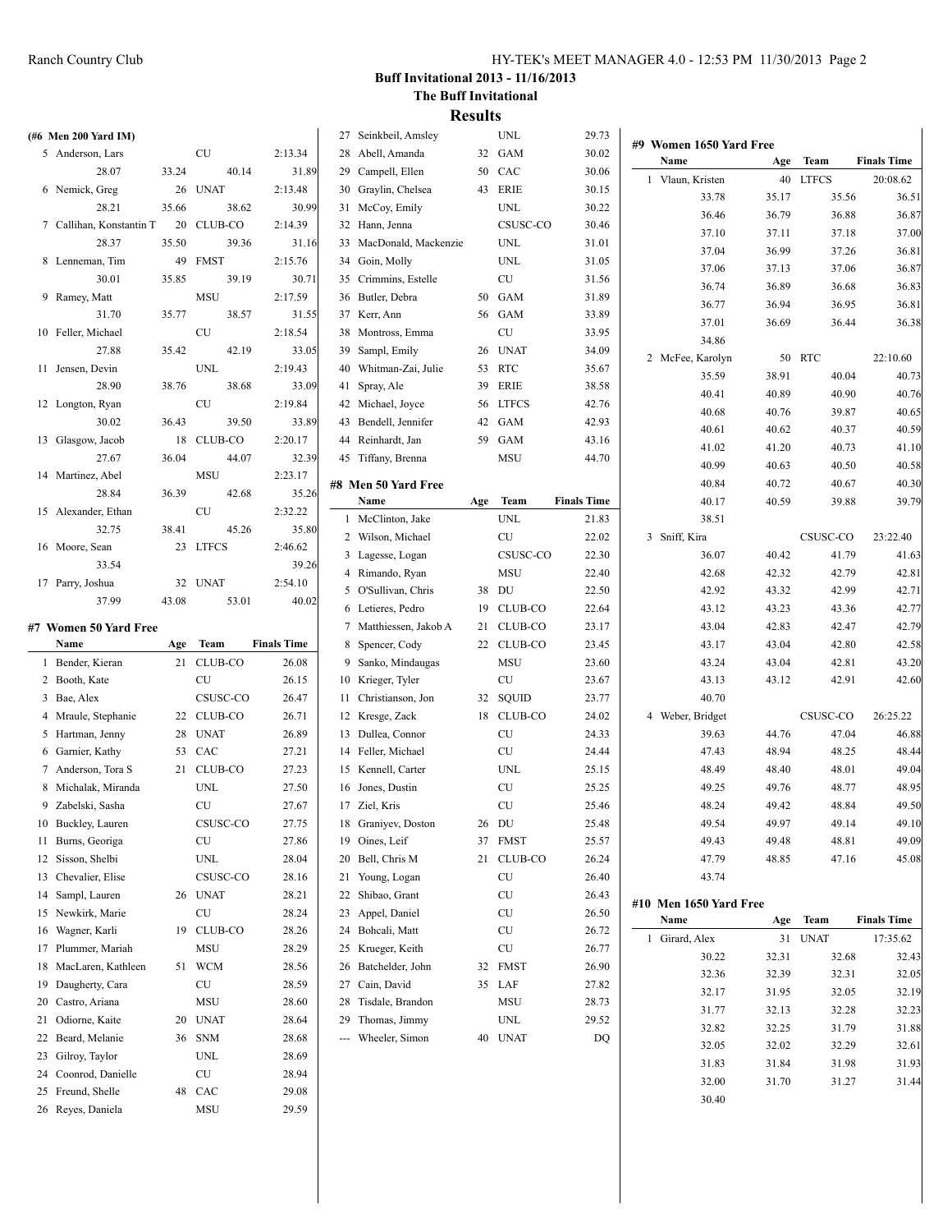## Buff Invitational 2013 - 11/16/2013

## The Buff Invitational

## Results

### (#6 Men 200 Yard IM)

| | Name | Age | Team | Finals Time |
|---|---|---|---|---|
| 5 | Anderson, Lars | | CU | 2:13.34 |
| | 28.07 | 33.24 | 40.14 | 31.89 |
| 6 | Nemick, Greg | 26 | UNAT | 2:13.48 |
| | 28.21 | 35.66 | 38.62 | 30.99 |
| 7 | Callihan, Konstantin T | 20 | CLUB-CO | 2:14.39 |
| | 28.37 | 35.50 | 39.36 | 31.16 |
| 8 | Lenneman, Tim | 49 | FMST | 2:15.76 |
| | 30.01 | 35.85 | 39.19 | 30.71 |
| 9 | Ramey, Matt | | MSU | 2:17.59 |
| | 31.70 | 35.77 | 38.57 | 31.55 |
| 10 | Feller, Michael | | CU | 2:18.54 |
| | 27.88 | 35.42 | 42.19 | 33.05 |
| 11 | Jensen, Devin | | UNL | 2:19.43 |
| | 28.90 | 38.76 | 38.68 | 33.09 |
| 12 | Longton, Ryan | | CU | 2:19.84 |
| | 30.02 | 36.43 | 39.50 | 33.89 |
| 13 | Glasgow, Jacob | 18 | CLUB-CO | 2:20.17 |
| | 27.67 | 36.04 | 44.07 | 32.39 |
| 14 | Martinez, Abel | | MSU | 2:23.17 |
| | 28.84 | 36.39 | 42.68 | 35.26 |
| 15 | Alexander, Ethan | | CU | 2:32.22 |
| | 32.75 | 38.41 | 45.26 | 35.80 |
| 16 | Moore, Sean | 23 | LTFCS | 2:46.62 |
| | 33.54 | | | 39.26 |
| 17 | Parry, Joshua | 32 | UNAT | 2:54.10 |
| | 37.99 | 43.08 | 53.01 | 40.02 |

### #7 Women 50 Yard Free

| | Name | Age | Team | Finals Time |
|---|---|---|---|---|
| 1 | Bender, Kieran | 21 | CLUB-CO | 26.08 |
| 2 | Booth, Kate | | CU | 26.15 |
| 3 | Bae, Alex | | CSUSC-CO | 26.47 |
| 4 | Mraule, Stephanie | 22 | CLUB-CO | 26.71 |
| 5 | Hartman, Jenny | 28 | UNAT | 26.89 |
| 6 | Garnier, Kathy | 53 | CAC | 27.21 |
| 7 | Anderson, Tora S | 21 | CLUB-CO | 27.23 |
| 8 | Michalak, Miranda | | UNL | 27.50 |
| 9 | Zabelski, Sasha | | CU | 27.67 |
| 10 | Buckley, Lauren | | CSUSC-CO | 27.75 |
| 11 | Burns, Georiga | | CU | 27.86 |
| 12 | Sisson, Shelbi | | UNL | 28.04 |
| 13 | Chevalier, Elise | | CSUSC-CO | 28.16 |
| 14 | Sampl, Lauren | 26 | UNAT | 28.21 |
| 15 | Newkirk, Marie | | CU | 28.24 |
| 16 | Wagner, Karli | 19 | CLUB-CO | 28.26 |
| 17 | Plummer, Mariah | | MSU | 28.29 |
| 18 | MacLaren, Kathleen | 51 | WCM | 28.56 |
| 19 | Daugherty, Cara | | CU | 28.59 |
| 20 | Castro, Ariana | | MSU | 28.60 |
| 21 | Odiorne, Kaite | 20 | UNAT | 28.64 |
| 22 | Beard, Melanie | 36 | SNM | 28.68 |
| 23 | Gilroy, Taylor | | UNL | 28.69 |
| 24 | Coonrod, Danielle | | CU | 28.94 |
| 25 | Freund, Shelle | 48 | CAC | 29.08 |
| 26 | Reyes, Daniela | | MSU | 29.59 |
| 27 | Seinkbeil, Amsley | | UNL | 29.73 |
| 28 | Abell, Amanda | 32 | GAM | 30.02 |
| 29 | Campell, Ellen | 50 | CAC | 30.06 |
| 30 | Graylin, Chelsea | 43 | ERIE | 30.15 |
| 31 | McCoy, Emily | | UNL | 30.22 |
| 32 | Hann, Jenna | | CSUSC-CO | 30.46 |
| 33 | MacDonald, Mackenzie | | UNL | 31.01 |
| 34 | Goin, Molly | | UNL | 31.05 |
| 35 | Crimmins, Estelle | | CU | 31.56 |
| 36 | Butler, Debra | 50 | GAM | 31.89 |
| 37 | Kerr, Ann | 56 | GAM | 33.89 |
| 38 | Montross, Emma | | CU | 33.95 |
| 39 | Sampl, Emily | 26 | UNAT | 34.09 |
| 40 | Whitman-Zai, Julie | 53 | RTC | 35.67 |
| 41 | Spray, Ale | 39 | ERIE | 38.58 |
| 42 | Michael, Joyce | 56 | LTFCS | 42.76 |
| 43 | Bendell, Jennifer | 42 | GAM | 42.93 |
| 44 | Reinhardt, Jan | 59 | GAM | 43.16 |
| 45 | Tiffany, Brenna | | MSU | 44.70 |

### #8 Men 50 Yard Free

| | Name | Age | Team | Finals Time |
|---|---|---|---|---|
| 1 | McClinton, Jake | | UNL | 21.83 |
| 2 | Wilson, Michael | | CU | 22.02 |
| 3 | Lagesse, Logan | | CSUSC-CO | 22.30 |
| 4 | Rimando, Ryan | | MSU | 22.40 |
| 5 | O'Sullivan, Chris | 38 | DU | 22.50 |
| 6 | Letieres, Pedro | 19 | CLUB-CO | 22.64 |
| 7 | Matthiessen, Jakob A | 21 | CLUB-CO | 23.17 |
| 8 | Spencer, Cody | 22 | CLUB-CO | 23.45 |
| 9 | Sanko, Mindaugas | | MSU | 23.60 |
| 10 | Krieger, Tyler | | CU | 23.67 |
| 11 | Christianson, Jon | 32 | SQUID | 23.77 |
| 12 | Kresge, Zack | 18 | CLUB-CO | 24.02 |
| 13 | Dullea, Connor | | CU | 24.33 |
| 14 | Feller, Michael | | CU | 24.44 |
| 15 | Kennell, Carter | | UNL | 25.15 |
| 16 | Jones, Dustin | | CU | 25.25 |
| 17 | Ziel, Kris | | CU | 25.46 |
| 18 | Graniyev, Doston | 26 | DU | 25.48 |
| 19 | Oines, Leif | 37 | FMST | 25.57 |
| 20 | Bell, Chris M | 21 | CLUB-CO | 26.24 |
| 21 | Young, Logan | | CU | 26.40 |
| 22 | Shibao, Grant | | CU | 26.43 |
| 23 | Appel, Daniel | | CU | 26.50 |
| 24 | Bohcali, Matt | | CU | 26.72 |
| 25 | Krueger, Keith | | CU | 26.77 |
| 26 | Batchelder, John | 32 | FMST | 26.90 |
| 27 | Cain, David | 35 | LAF | 27.82 |
| 28 | Tisdale, Brandon | | MSU | 28.73 |
| 29 | Thomas, Jimmy | | UNL | 29.52 |
| --- | Wheeler, Simon | 40 | UNAT | DQ |

### #9 Women 1650 Yard Free

| | Name | Age | Team | Finals Time |
|---|---|---|---|---|
| 1 | Vlaun, Kristen | 40 | LTFCS | 20:08.62 |
| | 33.78 | 35.17 | 35.56 | 36.51 |
| | 36.46 | 36.79 | 36.88 | 36.87 |
| | 37.10 | 37.11 | 37.18 | 37.00 |
| | 37.04 | 36.99 | 37.26 | 36.81 |
| | 37.06 | 37.13 | 37.06 | 36.87 |
| | 36.74 | 36.89 | 36.68 | 36.83 |
| | 36.77 | 36.94 | 36.95 | 36.81 |
| | 37.01 | 36.69 | 36.44 | 36.38 |
| | 34.86 | | | |
| 2 | McFee, Karolyn | 50 | RTC | 22:10.60 |
| | 35.59 | 38.91 | 40.04 | 40.73 |
| | 40.41 | 40.89 | 40.90 | 40.76 |
| | 40.68 | 40.76 | 39.87 | 40.65 |
| | 40.61 | 40.62 | 40.37 | 40.59 |
| | 41.02 | 41.20 | 40.73 | 41.10 |
| | 40.99 | 40.63 | 40.50 | 40.58 |
| | 40.84 | 40.72 | 40.67 | 40.30 |
| | 40.17 | 40.59 | 39.88 | 39.79 |
| | 38.51 | | | |
| 3 | Sniff, Kira | | CSUSC-CO | 23:22.40 |
| | 36.07 | 40.42 | 41.79 | 41.63 |
| | 42.68 | 42.32 | 42.79 | 42.81 |
| | 42.92 | 43.32 | 42.99 | 42.71 |
| | 43.12 | 43.23 | 43.36 | 42.77 |
| | 43.04 | 42.83 | 42.47 | 42.79 |
| | 43.17 | 43.04 | 42.80 | 42.58 |
| | 43.24 | 43.04 | 42.81 | 43.20 |
| | 43.13 | 43.12 | 42.91 | 42.60 |
| | 40.70 | | | |
| 4 | Weber, Bridget | | CSUSC-CO | 26:25.22 |
| | 39.63 | 44.76 | 47.04 | 46.88 |
| | 47.43 | 48.94 | 48.25 | 48.44 |
| | 48.49 | 48.40 | 48.01 | 49.04 |
| | 49.25 | 49.76 | 48.77 | 48.95 |
| | 48.24 | 49.42 | 48.84 | 49.50 |
| | 49.54 | 49.97 | 49.14 | 49.10 |
| | 49.43 | 49.48 | 48.81 | 49.09 |
| | 47.79 | 48.85 | 47.16 | 45.08 |
| | 43.74 | | | |

### #10 Men 1650 Yard Free

| | Name | Age | Team | Finals Time |
|---|---|---|---|---|
| 1 | Girard, Alex | 31 | UNAT | 17:35.62 |
| | 30.22 | 32.31 | 32.68 | 32.43 |
| | 32.36 | 32.39 | 32.31 | 32.05 |
| | 32.17 | 31.95 | 32.05 | 32.19 |
| | 31.77 | 32.13 | 32.28 | 32.23 |
| | 32.82 | 32.25 | 31.79 | 31.88 |
| | 32.05 | 32.02 | 32.29 | 32.61 |
| | 31.83 | 31.84 | 31.98 | 31.93 |
| | 32.00 | 31.70 | 31.27 | 31.44 |
| | 30.40 | | | |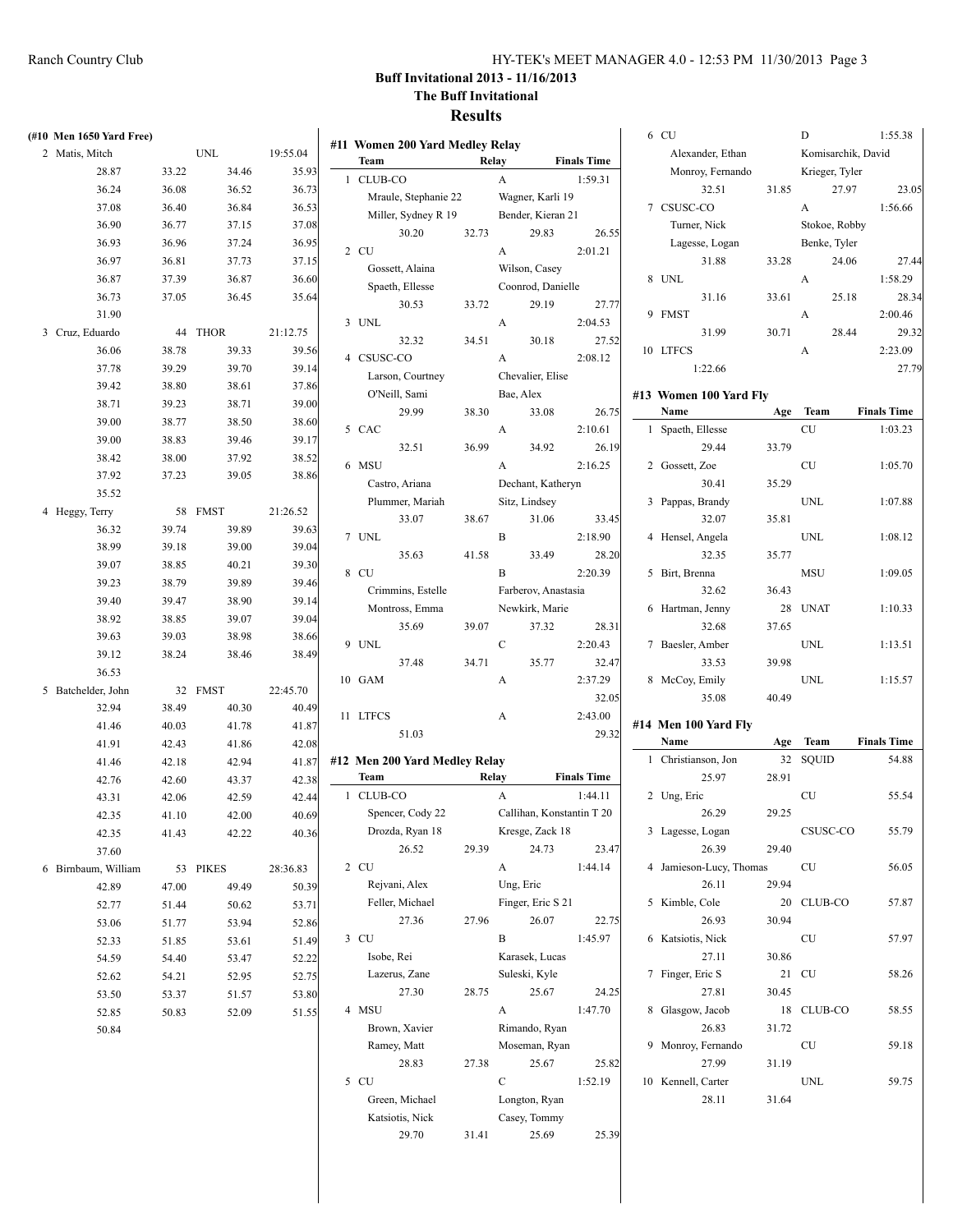Buff Invitational 2013 - 11/16/2013

The Buff Invitational

## Results

### (#10 Men 1650 Yard Free)

| Place | Name | Age | Team | Finals Time |
|---|---|---|---|---|
| 2 | Matis, Mitch | | UNL | 19:55.04 |
| | 28.87 33.22 34.46 35.93 | | | |
| | 36.24 36.08 36.52 36.73 | | | |
| | 37.08 36.40 36.84 36.53 | | | |
| | 36.90 36.77 37.15 37.08 | | | |
| | 36.93 36.96 37.24 36.95 | | | |
| | 36.97 36.81 37.73 37.15 | | | |
| | 36.87 37.39 36.87 36.60 | | | |
| | 36.73 37.05 36.45 35.64 | | | |
| | 31.90 | | | |
| 3 | Cruz, Eduardo | 44 | THOR | 21:12.75 |
| | 36.06 38.78 39.33 39.56 | | | |
| | 37.78 39.29 39.70 39.14 | | | |
| | 39.42 38.80 38.61 37.86 | | | |
| | 38.71 39.23 38.71 39.00 | | | |
| | 39.00 38.77 38.50 38.60 | | | |
| | 39.00 38.83 39.46 39.17 | | | |
| | 38.42 38.00 37.92 38.52 | | | |
| | 37.92 37.23 39.05 38.86 | | | |
| | 35.52 | | | |
| 4 | Heggy, Terry | 58 | FMST | 21:26.52 |
| | 36.32 39.74 39.89 39.63 | | | |
| | 38.99 39.18 39.00 39.04 | | | |
| | 39.07 38.85 40.21 39.30 | | | |
| | 39.23 38.79 39.89 39.46 | | | |
| | 39.40 39.47 38.90 39.14 | | | |
| | 38.92 38.85 39.07 39.04 | | | |
| | 39.63 39.03 38.98 38.66 | | | |
| | 39.12 38.24 38.46 38.49 | | | |
| | 36.53 | | | |
| 5 | Batchelder, John | 32 | FMST | 22:45.70 |
| | 32.94 38.49 40.30 40.49 | | | |
| | 41.46 40.03 41.78 41.87 | | | |
| | 41.91 42.43 41.86 42.08 | | | |
| | 41.46 42.18 42.94 41.87 | | | |
| | 42.76 42.60 43.37 42.38 | | | |
| | 43.31 42.06 42.59 42.44 | | | |
| | 42.35 41.10 42.00 40.69 | | | |
| | 42.35 41.43 42.22 40.36 | | | |
| | 37.60 | | | |
| 6 | Birnbaum, William | 53 | PIKES | 28:36.83 |
| | 42.89 47.00 49.49 50.39 | | | |
| | 52.77 51.44 50.62 53.71 | | | |
| | 53.06 51.77 53.94 52.86 | | | |
| | 52.33 51.85 53.61 51.49 | | | |
| | 54.59 54.40 53.47 52.22 | | | |
| | 52.62 54.21 52.95 52.75 | | | |
| | 53.50 53.37 51.57 53.80 | | | |
| | 52.85 50.83 52.09 51.55 | | | |
| | 50.84 | | | |

### #11 Women 200 Yard Medley Relay

| Place | Team | Relay | Finals Time |
|---|---|---|---|
| 1 | CLUB-CO | A | 1:59.31 |
| | Mraule, Stephanie 22; Wagner, Karli 19; Miller, Sydney R 19; Bender, Kieran 21 | | |
| | 30.20 32.73 29.83 26.55 | | |
| 2 | CU | A | 2:01.21 |
| | Gossett, Alaina; Wilson, Casey; Spaeth, Ellesse; Coonrod, Danielle | | |
| | 30.53 33.72 29.19 27.77 | | |
| 3 | UNL | A | 2:04.53 |
| | 32.32 34.51 30.18 27.52 | | |
| 4 | CSUSC-CO | A | 2:08.12 |
| | Larson, Courtney; Chevalier, Elise; O'Neill, Sami; Bae, Alex | | |
| | 29.99 38.30 33.08 26.75 | | |
| 5 | CAC | A | 2:10.61 |
| | 32.51 36.99 34.92 26.19 | | |
| 6 | MSU | A | 2:16.25 |
| | Castro, Ariana; Dechant, Katheryn; Plummer, Mariah; Sitz, Lindsey | | |
| | 33.07 38.67 31.06 33.45 | | |
| 7 | UNL | B | 2:18.90 |
| | 35.63 41.58 33.49 28.20 | | |
| 8 | CU | B | 2:20.39 |
| | Crimmins, Estelle; Farberov, Anastasia; Montross, Emma; Newkirk, Marie | | |
| | 35.69 39.07 37.32 28.31 | | |
| 9 | UNL | C | 2:20.43 |
| | 37.48 34.71 35.77 32.47 | | |
| 10 | GAM | A | 2:37.29 |
| | 32.05 | | |
| 11 | LTFCS | A | 2:43.00 |
| | 51.03 29.32 | | |

### #12 Men 200 Yard Medley Relay

| Place | Team | Relay | Finals Time |
|---|---|---|---|
| 1 | CLUB-CO | A | 1:44.11 |
| | Spencer, Cody 22; Callihan, Konstantin T 20; Drozda, Ryan 18; Kresge, Zack 18 | | |
| | 26.52 29.39 24.73 23.47 | | |
| 2 | CU | A | 1:44.14 |
| | Rejvani, Alex; Ung, Eric; Feller, Michael; Finger, Eric S 21 | | |
| | 27.36 27.96 26.07 22.75 | | |
| 3 | CU | B | 1:45.97 |
| | Isobe, Rei; Karasek, Lucas; Lazerus, Zane; Suleski, Kyle | | |
| | 27.30 28.75 25.67 24.25 | | |
| 4 | MSU | A | 1:47.70 |
| | Brown, Xavier; Rimando, Ryan; Ramey, Matt; Moseman, Ryan | | |
| | 28.83 27.38 25.67 25.82 | | |
| 5 | CU | C | 1:52.19 |
| | Green, Michael; Longton, Ryan; Katsiotis, Nick; Casey, Tommy | | |
| | 29.70 31.41 25.69 25.39 | | |
| 6 | CU | D | 1:55.38 |
| | Alexander, Ethan; Komisarchik, David; Monroy, Fernando; Krieger, Tyler | | |
| | 32.51 31.85 27.97 23.05 | | |
| 7 | CSUSC-CO | A | 1:56.66 |
| | Turner, Nick; Stokoe, Robby; Lagesse, Logan; Benke, Tyler | | |
| | 31.88 33.28 24.06 27.44 | | |
| 8 | UNL | A | 1:58.29 |
| | 31.16 33.61 25.18 28.34 | | |
| 9 | FMST | A | 2:00.46 |
| | 31.99 30.71 28.44 29.32 | | |
| 10 | LTFCS | A | 2:23.09 |
| | 1:22.66 27.79 | | |

### #13 Women 100 Yard Fly

| Place | Name | Age | Team | Finals Time |
|---|---|---|---|---|
| 1 | Spaeth, Ellesse | | CU | 1:03.23 |
| | 29.44 33.79 | | | |
| 2 | Gossett, Zoe | | CU | 1:05.70 |
| | 30.41 35.29 | | | |
| 3 | Pappas, Brandy | | UNL | 1:07.88 |
| | 32.07 35.81 | | | |
| 4 | Hensel, Angela | | UNL | 1:08.12 |
| | 32.35 35.77 | | | |
| 5 | Birt, Brenna | | MSU | 1:09.05 |
| | 32.62 36.43 | | | |
| 6 | Hartman, Jenny | 28 | UNAT | 1:10.33 |
| | 32.68 37.65 | | | |
| 7 | Baesler, Amber | | UNL | 1:13.51 |
| | 33.53 39.98 | | | |
| 8 | McCoy, Emily | | UNL | 1:15.57 |
| | 35.08 40.49 | | | |

### #14 Men 100 Yard Fly

| Place | Name | Age | Team | Finals Time |
|---|---|---|---|---|
| 1 | Christianson, Jon | 32 | SQUID | 54.88 |
| | 25.97 28.91 | | | |
| 2 | Ung, Eric | | CU | 55.54 |
| | 26.29 29.25 | | | |
| 3 | Lagesse, Logan | | CSUSC-CO | 55.79 |
| | 26.39 29.40 | | | |
| 4 | Jamieson-Lucy, Thomas | | CU | 56.05 |
| | 26.11 29.94 | | | |
| 5 | Kimble, Cole | 20 | CLUB-CO | 57.87 |
| | 26.93 30.94 | | | |
| 6 | Katsiotis, Nick | | CU | 57.97 |
| | 27.11 30.86 | | | |
| 7 | Finger, Eric S | 21 | CU | 58.26 |
| | 27.81 30.45 | | | |
| 8 | Glasgow, Jacob | 18 | CLUB-CO | 58.55 |
| | 26.83 31.72 | | | |
| 9 | Monroy, Fernando | | CU | 59.18 |
| | 27.99 31.19 | | | |
| 10 | Kennell, Carter | | UNL | 59.75 |
| | 28.11 31.64 | | | |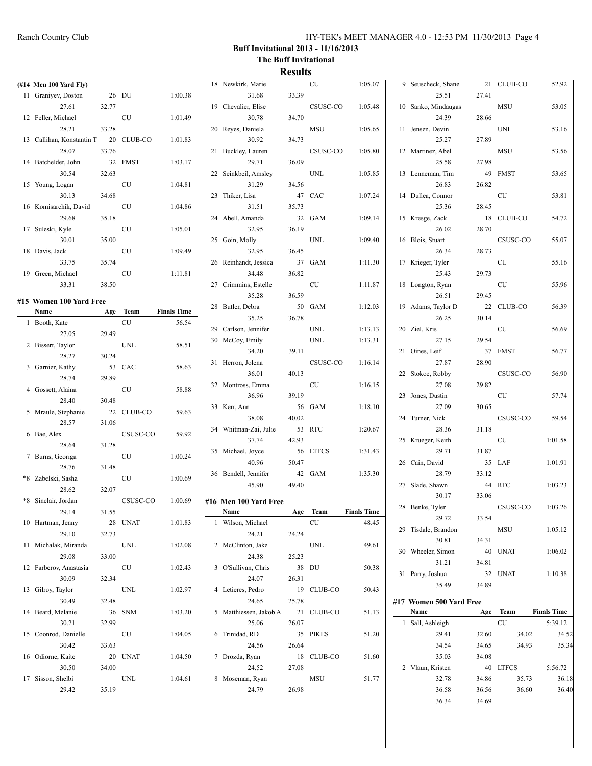**Buff Invitational 2013 - 11/16/2013**

**The Buff Invitational**

**Results**

**(#14 Men 100 Yard Fly)**

| | Name | Age | Team | Finals Time |
|---|---|---|---|---|
| 11 | Graniyev, Doston | 26 | DU | 1:00.38 |
| | 27.61 | 32.77 | | |
| 12 | Feller, Michael | | CU | 1:01.49 |
| | 28.21 | 33.28 | | |
| 13 | Callihan, Konstantin T | 20 | CLUB-CO | 1:01.83 |
| | 28.07 | 33.76 | | |
| 14 | Batchelder, John | 32 | FMST | 1:03.17 |
| | 30.54 | 32.63 | | |
| 15 | Young, Logan | | CU | 1:04.81 |
| | 30.13 | 34.68 | | |
| 16 | Komisarchik, David | | CU | 1:04.86 |
| | 29.68 | 35.18 | | |
| 17 | Suleski, Kyle | | CU | 1:05.01 |
| | 30.01 | 35.00 | | |
| 18 | Davis, Jack | | CU | 1:09.49 |
| | 33.75 | 35.74 | | |
| 19 | Green, Michael | | CU | 1:11.81 |
| | 33.31 | 38.50 | | |

**#15 Women 100 Yard Free**

| | Name | Age | Team | Finals Time |
|---|---|---|---|---|
| 1 | Booth, Kate | | CU | 56.54 |
| | 27.05 | 29.49 | | |
| 2 | Bissert, Taylor | | UNL | 58.51 |
| | 28.27 | 30.24 | | |
| 3 | Garnier, Kathy | 53 | CAC | 58.63 |
| | 28.74 | 29.89 | | |
| 4 | Gossett, Alaina | | CU | 58.88 |
| | 28.40 | 30.48 | | |
| 5 | Mraule, Stephanie | 22 | CLUB-CO | 59.63 |
| | 28.57 | 31.06 | | |
| 6 | Bae, Alex | | CSUSC-CO | 59.92 |
| | 28.64 | 31.28 | | |
| 7 | Burns, Georiga | | CU | 1:00.24 |
| | 28.76 | 31.48 | | |
| *8 | Zabelski, Sasha | | CU | 1:00.69 |
| | 28.62 | 32.07 | | |
| *8 | Sinclair, Jordan | | CSUSC-CO | 1:00.69 |
| | 29.14 | 31.55 | | |
| 10 | Hartman, Jenny | 28 | UNAT | 1:01.83 |
| | 29.10 | 32.73 | | |
| 11 | Michalak, Miranda | | UNL | 1:02.08 |
| | 29.08 | 33.00 | | |
| 12 | Farberov, Anastasia | | CU | 1:02.43 |
| | 30.09 | 32.34 | | |
| 13 | Gilroy, Taylor | | UNL | 1:02.97 |
| | 30.49 | 32.48 | | |
| 14 | Beard, Melanie | 36 | SNM | 1:03.20 |
| | 30.21 | 32.99 | | |
| 15 | Coonrod, Danielle | | CU | 1:04.05 |
| | 30.42 | 33.63 | | |
| 16 | Odiorne, Kaite | 20 | UNAT | 1:04.50 |
| | 30.50 | 34.00 | | |
| 17 | Sisson, Shelbi | | UNL | 1:04.61 |
| | 29.42 | 35.19 | | |
| 18 | Newkirk, Marie | | CU | 1:05.07 |
| | 31.68 | 33.39 | | |
| 19 | Chevalier, Elise | | CSUSC-CO | 1:05.48 |
| | 30.78 | 34.70 | | |
| 20 | Reyes, Daniela | | MSU | 1:05.65 |
| | 30.92 | 34.73 | | |
| 21 | Buckley, Lauren | | CSUSC-CO | 1:05.80 |
| | 29.71 | 36.09 | | |
| 22 | Seinkbeil, Amsley | | UNL | 1:05.85 |
| | 31.29 | 34.56 | | |
| 23 | Thiker, Lisa | 47 | CAC | 1:07.24 |
| | 31.51 | 35.73 | | |
| 24 | Abell, Amanda | 32 | GAM | 1:09.14 |
| | 32.95 | 36.19 | | |
| 25 | Goin, Molly | | UNL | 1:09.40 |
| | 32.95 | 36.45 | | |
| 26 | Reinhandt, Jessica | 37 | GAM | 1:11.30 |
| | 34.48 | 36.82 | | |
| 27 | Crimmins, Estelle | | CU | 1:11.87 |
| | 35.28 | 36.59 | | |
| 28 | Butler, Debra | 50 | GAM | 1:12.03 |
| | 35.25 | 36.78 | | |
| 29 | Carlson, Jennifer | | UNL | 1:13.13 |
| 30 | McCoy, Emily | | UNL | 1:13.31 |
| | 34.20 | 39.11 | | |
| 31 | Herron, Jolena | | CSUSC-CO | 1:16.14 |
| | 36.01 | 40.13 | | |
| 32 | Montross, Emma | | CU | 1:16.15 |
| | 36.96 | 39.19 | | |
| 33 | Kerr, Ann | 56 | GAM | 1:18.10 |
| | 38.08 | 40.02 | | |
| 34 | Whitman-Zai, Julie | 53 | RTC | 1:20.67 |
| | 37.74 | 42.93 | | |
| 35 | Michael, Joyce | 56 | LTFCS | 1:31.43 |
| | 40.96 | 50.47 | | |
| 36 | Bendell, Jennifer | 42 | GAM | 1:35.30 |
| | 45.90 | 49.40 | | |

**#16 Men 100 Yard Free**

| | Name | Age | Team | Finals Time |
|---|---|---|---|---|
| 1 | Wilson, Michael | | CU | 48.45 |
| | 24.21 | 24.24 | | |
| 2 | McClinton, Jake | | UNL | 49.61 |
| | 24.38 | 25.23 | | |
| 3 | O'Sullivan, Chris | 38 | DU | 50.38 |
| | 24.07 | 26.31 | | |
| 4 | Letieres, Pedro | 19 | CLUB-CO | 50.43 |
| | 24.65 | 25.78 | | |
| 5 | Matthiessen, Jakob A | 21 | CLUB-CO | 51.13 |
| | 25.06 | 26.07 | | |
| 6 | Trinidad, RD | 35 | PIKES | 51.20 |
| | 24.56 | 26.64 | | |
| 7 | Drozda, Ryan | 18 | CLUB-CO | 51.60 |
| | 24.52 | 27.08 | | |
| 8 | Moseman, Ryan | | MSU | 51.77 |
| | 24.79 | 26.98 | | |
| 9 | Seuscheck, Shane | 21 | CLUB-CO | 52.92 |
| | 25.51 | 27.41 | | |
| 10 | Sanko, Mindaugas | | MSU | 53.05 |
| | 24.39 | 28.66 | | |
| 11 | Jensen, Devin | | UNL | 53.16 |
| | 25.27 | 27.89 | | |
| 12 | Martinez, Abel | | MSU | 53.56 |
| | 25.58 | 27.98 | | |
| 13 | Lenneman, Tim | 49 | FMST | 53.65 |
| | 26.83 | 26.82 | | |
| 14 | Dullea, Connor | | CU | 53.81 |
| | 25.36 | 28.45 | | |
| 15 | Kresge, Zack | 18 | CLUB-CO | 54.72 |
| | 26.02 | 28.70 | | |
| 16 | Blois, Stuart | | CSUSC-CO | 55.07 |
| | 26.34 | 28.73 | | |
| 17 | Krieger, Tyler | | CU | 55.16 |
| | 25.43 | 29.73 | | |
| 18 | Longton, Ryan | | CU | 55.96 |
| | 26.51 | 29.45 | | |
| 19 | Adams, Taylor D | 22 | CLUB-CO | 56.39 |
| | 26.25 | 30.14 | | |
| 20 | Ziel, Kris | | CU | 56.69 |
| | 27.15 | 29.54 | | |
| 21 | Oines, Leif | 37 | FMST | 56.77 |
| | 27.87 | 28.90 | | |
| 22 | Stokoe, Robby | | CSUSC-CO | 56.90 |
| | 27.08 | 29.82 | | |
| 23 | Jones, Dustin | | CU | 57.74 |
| | 27.09 | 30.65 | | |
| 24 | Turner, Nick | | CSUSC-CO | 59.54 |
| | 28.36 | 31.18 | | |
| 25 | Krueger, Keith | | CU | 1:01.58 |
| | 29.71 | 31.87 | | |
| 26 | Cain, David | 35 | LAF | 1:01.91 |
| | 28.79 | 33.12 | | |
| 27 | Slade, Shawn | 44 | RTC | 1:03.23 |
| | 30.17 | 33.06 | | |
| 28 | Benke, Tyler | | CSUSC-CO | 1:03.26 |
| | 29.72 | 33.54 | | |
| 29 | Tisdale, Brandon | | MSU | 1:05.12 |
| | 30.81 | 34.31 | | |
| 30 | Wheeler, Simon | 40 | UNAT | 1:06.02 |
| | 31.21 | 34.81 | | |
| 31 | Parry, Joshua | 32 | UNAT | 1:10.38 |
| | 35.49 | 34.89 | | |

**#17 Women 500 Yard Free**

| | Name | Age | Team | | Finals Time |
|---|---|---|---|---|---|
| 1 | Sall, Ashleigh | | CU | | 5:39.12 |
| | 29.41 | 32.60 | | 34.02 | 34.52 |
| | 34.54 | 34.65 | | 34.93 | 35.34 |
| | 35.03 | 34.08 | | | |
| 2 | Vlaun, Kristen | 40 | LTFCS | | 5:56.72 |
| | 32.78 | 34.86 | | 35.73 | 36.18 |
| | 36.58 | 36.56 | | 36.60 | 36.40 |
| | 36.34 | 34.69 | | | |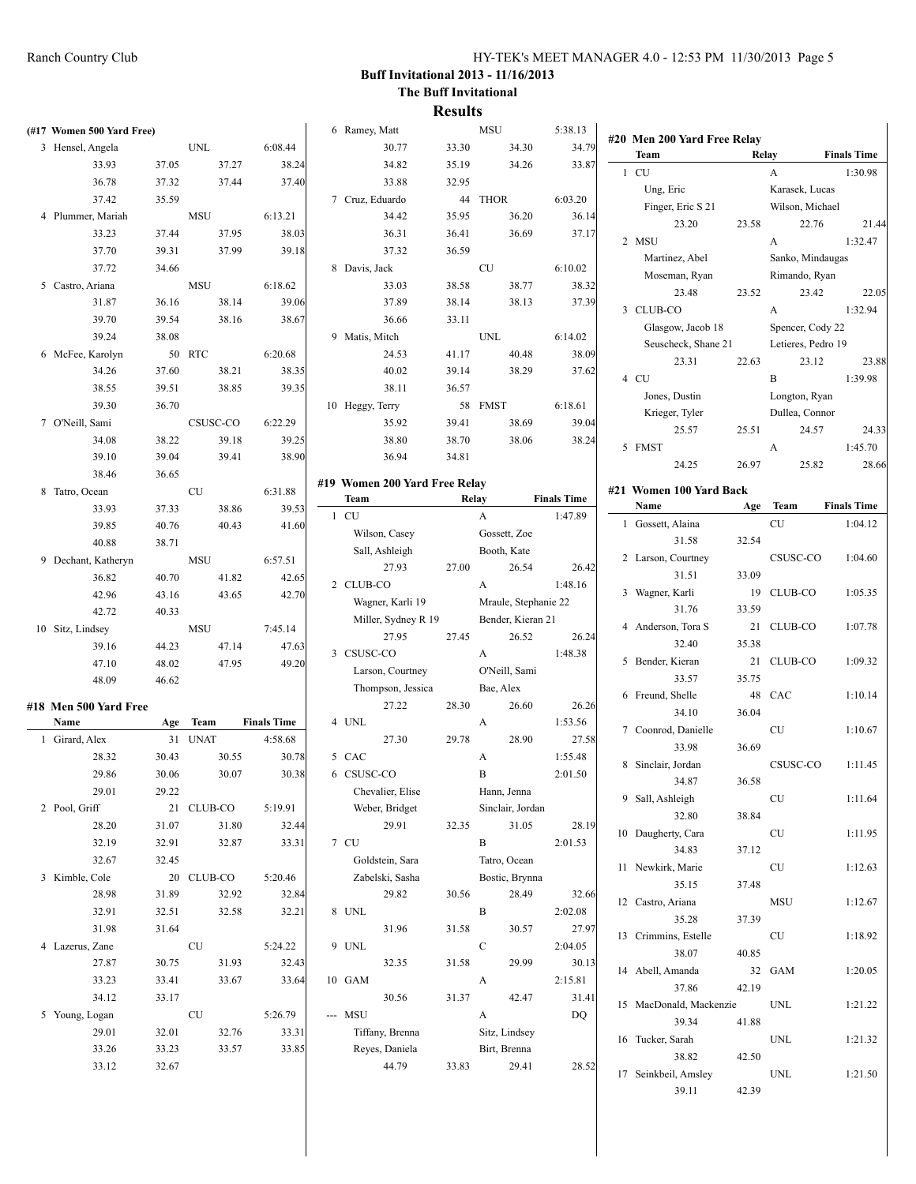Buff Invitational 2013 - 11/16/2013

The Buff Invitational

## Results

### (#17 Women 500 Yard Free)

| Place | Name | Age | Team | Finals Time |
|---|---|---|---|---|
| 3 | Hensel, Angela | | UNL | 6:08.44 |
| | 33.93 / 37.05 / 37.27 / 38.24 / 36.78 / 37.32 / 37.44 / 37.40 / 37.42 / 35.59 | | | |
| 4 | Plummer, Mariah | | MSU | 6:13.21 |
| | 33.23 / 37.44 / 37.95 / 38.03 / 37.70 / 39.31 / 37.99 / 39.18 / 37.72 / 34.66 | | | |
| 5 | Castro, Ariana | | MSU | 6:18.62 |
| | 31.87 / 36.16 / 38.14 / 39.06 / 39.70 / 39.54 / 38.16 / 38.67 / 39.24 / 38.08 | | | |
| 6 | McFee, Karolyn | 50 | RTC | 6:20.68 |
| | 34.26 / 37.60 / 38.21 / 38.35 / 38.55 / 39.51 / 38.85 / 39.35 / 39.30 / 36.70 | | | |
| 7 | O'Neill, Sami | | CSUSC-CO | 6:22.29 |
| | 34.08 / 38.22 / 39.18 / 39.25 / 39.10 / 39.04 / 39.41 / 38.90 / 38.46 / 36.65 | | | |
| 8 | Tatro, Ocean | | CU | 6:31.88 |
| | 33.93 / 37.33 / 38.86 / 39.53 / 39.85 / 40.76 / 40.43 / 41.60 / 40.88 / 38.71 | | | |
| 9 | Dechant, Katheryn | | MSU | 6:57.51 |
| | 36.82 / 40.70 / 41.82 / 42.65 / 42.96 / 43.16 / 43.65 / 42.70 / 42.72 / 40.33 | | | |
| 10 | Sitz, Lindsey | | MSU | 7:45.14 |
| | 39.16 / 44.23 / 47.14 / 47.63 / 47.10 / 48.02 / 47.95 / 49.20 / 48.09 / 46.62 | | | |

### #18 Men 500 Yard Free

| Place | Name | Age | Team | Finals Time |
|---|---|---|---|---|
| 1 | Girard, Alex | 31 | UNAT | 4:58.68 |
| | 28.32 / 30.43 / 30.55 / 30.78 / 29.86 / 30.06 / 30.07 / 30.38 / 29.01 / 29.22 | | | |
| 2 | Pool, Griff | 21 | CLUB-CO | 5:19.91 |
| | 28.20 / 31.07 / 31.80 / 32.44 / 32.19 / 32.91 / 32.87 / 33.31 / 32.67 / 32.45 | | | |
| 3 | Kimble, Cole | 20 | CLUB-CO | 5:20.46 |
| | 28.98 / 31.89 / 32.92 / 32.84 / 32.91 / 32.51 / 32.58 / 32.21 / 31.98 / 31.64 | | | |
| 4 | Lazerus, Zane | | CU | 5:24.22 |
| | 27.87 / 30.75 / 31.93 / 32.43 / 33.23 / 33.41 / 33.67 / 33.64 / 34.12 / 33.17 | | | |
| 5 | Young, Logan | | CU | 5:26.79 |
| | 29.01 / 32.01 / 32.76 / 33.31 / 33.26 / 33.23 / 33.57 / 33.85 / 33.12 / 32.67 | | | |
| 6 | Ramey, Matt | | MSU | 5:38.13 |
| | 30.77 / 33.30 / 34.30 / 34.79 / 34.82 / 35.19 / 34.26 / 33.87 / 33.88 / 32.95 | | | |
| 7 | Cruz, Eduardo | 44 | THOR | 6:03.20 |
| | 34.42 / 35.95 / 36.20 / 36.14 / 36.31 / 36.41 / 36.69 / 37.17 / 37.32 / 36.59 | | | |
| 8 | Davis, Jack | | CU | 6:10.02 |
| | 33.03 / 38.58 / 38.77 / 38.32 / 37.89 / 38.14 / 38.13 / 37.39 / 36.66 / 33.11 | | | |
| 9 | Matis, Mitch | | UNL | 6:14.02 |
| | 24.53 / 41.17 / 40.48 / 38.09 / 40.02 / 39.14 / 38.29 / 37.62 / 38.11 / 36.57 | | | |
| 10 | Heggy, Terry | 58 | FMST | 6:18.61 |
| | 35.92 / 39.41 / 38.69 / 39.04 / 38.80 / 38.70 / 38.06 / 38.24 / 36.94 / 34.81 | | | |

### #19 Women 200 Yard Free Relay

| Place | Team | Relay | Finals Time |
|---|---|---|---|
| 1 | CU | A | 1:47.89 |
| | Wilson, Casey; Gossett, Zoe; Sall, Ashleigh; Booth, Kate | | |
| | 27.93 / 27.00 / 26.54 / 26.42 | | |
| 2 | CLUB-CO | A | 1:48.16 |
| | Wagner, Karli 19; Mraule, Stephanie 22; Miller, Sydney R 19; Bender, Kieran 21 | | |
| | 27.95 / 27.45 / 26.52 / 26.24 | | |
| 3 | CSUSC-CO | A | 1:48.38 |
| | Larson, Courtney; O'Neill, Sami; Thompson, Jessica; Bae, Alex | | |
| | 27.22 / 28.30 / 26.60 / 26.26 | | |
| 4 | UNL | A | 1:53.56 |
| | 27.30 / 29.78 / 28.90 / 27.58 | | |
| 5 | CAC | A | 1:55.48 |
| 6 | CSUSC-CO | B | 2:01.50 |
| | Chevalier, Elise; Hann, Jenna; Weber, Bridget; Sinclair, Jordan | | |
| | 29.91 / 32.35 / 31.05 / 28.19 | | |
| 7 | CU | B | 2:01.53 |
| | Goldstein, Sara; Tatro, Ocean; Zabelski, Sasha; Bostic, Brynna | | |
| | 29.82 / 30.56 / 28.49 / 32.66 | | |
| 8 | UNL | B | 2:02.08 |
| | 31.96 / 31.58 / 30.57 / 27.97 | | |
| 9 | UNL | C | 2:04.05 |
| | 32.35 / 31.58 / 29.99 / 30.13 | | |
| 10 | GAM | A | 2:15.81 |
| | 30.56 / 31.37 / 42.47 / 31.41 | | |
| --- | MSU | A | DQ |
| | Tiffany, Brenna; Sitz, Lindsey; Reyes, Daniela; Birt, Brenna | | |
| | 44.79 / 33.83 / 29.41 / 28.52 | | |

### #20 Men 200 Yard Free Relay

| Place | Team | Relay | Finals Time |
|---|---|---|---|
| 1 | CU | A | 1:30.98 |
| | Ung, Eric; Karasek, Lucas; Finger, Eric S 21; Wilson, Michael | | |
| | 23.20 / 23.58 / 22.76 / 21.44 | | |
| 2 | MSU | A | 1:32.47 |
| | Martinez, Abel; Sanko, Mindaugas; Moseman, Ryan; Rimando, Ryan | | |
| | 23.48 / 23.52 / 23.42 / 22.05 | | |
| 3 | CLUB-CO | A | 1:32.94 |
| | Glasgow, Jacob 18; Spencer, Cody 22; Seuscheck, Shane 21; Letieres, Pedro 19 | | |
| | 23.31 / 22.63 / 23.12 / 23.88 | | |
| 4 | CU | B | 1:39.98 |
| | Jones, Dustin; Longton, Ryan; Krieger, Tyler; Dullea, Connor | | |
| | 25.57 / 25.51 / 24.57 / 24.33 | | |
| 5 | FMST | A | 1:45.70 |
| | 24.25 / 26.97 / 25.82 / 28.66 | | |

### #21 Women 100 Yard Back

| Place | Name | Age | Team | Finals Time |
|---|---|---|---|---|
| 1 | Gossett, Alaina | | CU | 1:04.12 |
| | 31.58 / 32.54 | | | |
| 2 | Larson, Courtney | | CSUSC-CO | 1:04.60 |
| | 31.51 / 33.09 | | | |
| 3 | Wagner, Karli | 19 | CLUB-CO | 1:05.35 |
| | 31.76 / 33.59 | | | |
| 4 | Anderson, Tora S | 21 | CLUB-CO | 1:07.78 |
| | 32.40 / 35.38 | | | |
| 5 | Bender, Kieran | 21 | CLUB-CO | 1:09.32 |
| | 33.57 / 35.75 | | | |
| 6 | Freund, Shelle | 48 | CAC | 1:10.14 |
| | 34.10 / 36.04 | | | |
| 7 | Coonrod, Danielle | | CU | 1:10.67 |
| | 33.98 / 36.69 | | | |
| 8 | Sinclair, Jordan | | CSUSC-CO | 1:11.45 |
| | 34.87 / 36.58 | | | |
| 9 | Sall, Ashleigh | | CU | 1:11.64 |
| | 32.80 / 38.84 | | | |
| 10 | Daugherty, Cara | | CU | 1:11.95 |
| | 34.83 / 37.12 | | | |
| 11 | Newkirk, Marie | | CU | 1:12.63 |
| | 35.15 / 37.48 | | | |
| 12 | Castro, Ariana | | MSU | 1:12.67 |
| | 35.28 / 37.39 | | | |
| 13 | Crimmins, Estelle | | CU | 1:18.92 |
| | 38.07 / 40.85 | | | |
| 14 | Abell, Amanda | 32 | GAM | 1:20.05 |
| | 37.86 / 42.19 | | | |
| 15 | MacDonald, Mackenzie | | UNL | 1:21.22 |
| | 39.34 / 41.88 | | | |
| 16 | Tucker, Sarah | | UNL | 1:21.32 |
| | 38.82 / 42.50 | | | |
| 17 | Seinkbeil, Amsley | | UNL | 1:21.50 |
| | 39.11 / 42.39 | | | |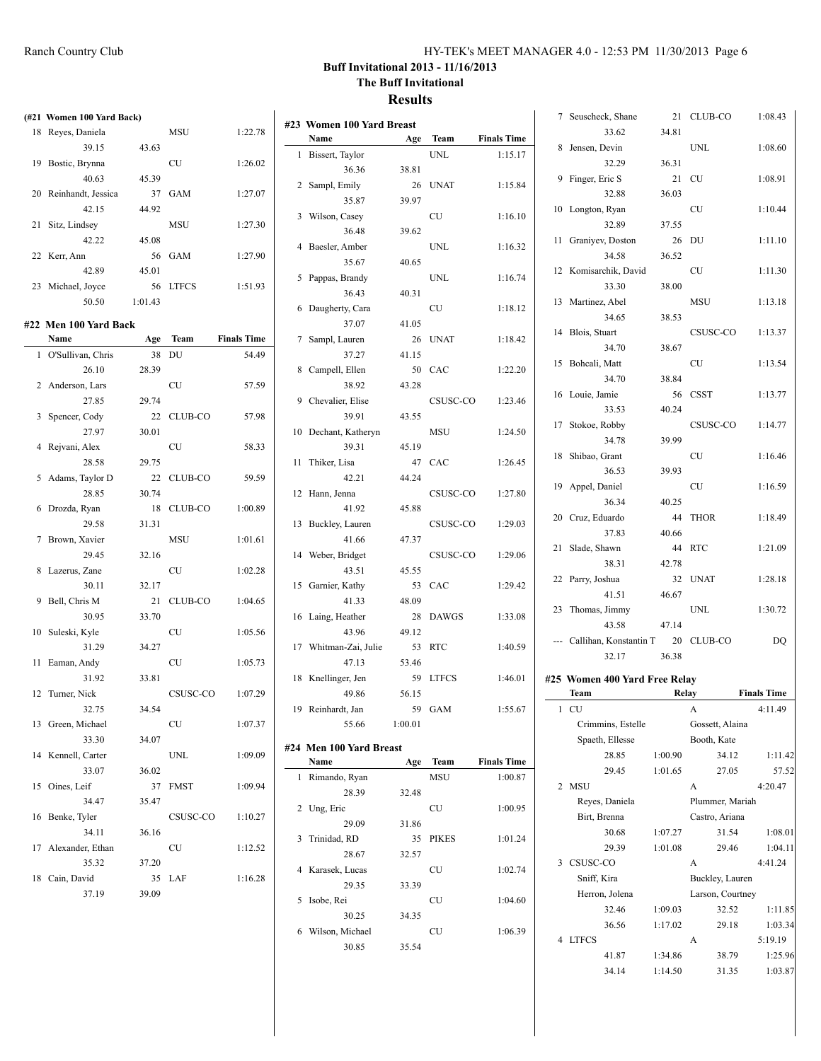## Buff Invitational 2013 - 11/16/2013
## The Buff Invitational
## Results

### (#21 Women 100 Yard Back)

| | Name | Age | Team | Finals Time |
|---|---|---|---|---|
| 18 | Reyes, Daniela | | MSU | 1:22.78 |
| | 39.15 | 43.63 | | |
| 19 | Bostic, Brynna | | CU | 1:26.02 |
| | 40.63 | 45.39 | | |
| 20 | Reinhandt, Jessica | 37 | GAM | 1:27.07 |
| | 42.15 | 44.92 | | |
| 21 | Sitz, Lindsey | | MSU | 1:27.30 |
| | 42.22 | 45.08 | | |
| 22 | Kerr, Ann | 56 | GAM | 1:27.90 |
| | 42.89 | 45.01 | | |
| 23 | Michael, Joyce | 56 | LTFCS | 1:51.93 |
| | 50.50 | 1:01.43 | | |

### #22 Men 100 Yard Back

| | Name | Age | Team | Finals Time |
|---|---|---|---|---|
| 1 | O'Sullivan, Chris | 38 | DU | 54.49 |
| | 26.10 | 28.39 | | |
| 2 | Anderson, Lars | | CU | 57.59 |
| | 27.85 | 29.74 | | |
| 3 | Spencer, Cody | 22 | CLUB-CO | 57.98 |
| | 27.97 | 30.01 | | |
| 4 | Rejvani, Alex | | CU | 58.33 |
| | 28.58 | 29.75 | | |
| 5 | Adams, Taylor D | 22 | CLUB-CO | 59.59 |
| | 28.85 | 30.74 | | |
| 6 | Drozda, Ryan | 18 | CLUB-CO | 1:00.89 |
| | 29.58 | 31.31 | | |
| 7 | Brown, Xavier | | MSU | 1:01.61 |
| | 29.45 | 32.16 | | |
| 8 | Lazerus, Zane | | CU | 1:02.28 |
| | 30.11 | 32.17 | | |
| 9 | Bell, Chris M | 21 | CLUB-CO | 1:04.65 |
| | 30.95 | 33.70 | | |
| 10 | Suleski, Kyle | | CU | 1:05.56 |
| | 31.29 | 34.27 | | |
| 11 | Eaman, Andy | | CU | 1:05.73 |
| | 31.92 | 33.81 | | |
| 12 | Turner, Nick | | CSUSC-CO | 1:07.29 |
| | 32.75 | 34.54 | | |
| 13 | Green, Michael | | CU | 1:07.37 |
| | 33.30 | 34.07 | | |
| 14 | Kennell, Carter | | UNL | 1:09.09 |
| | 33.07 | 36.02 | | |
| 15 | Oines, Leif | 37 | FMST | 1:09.94 |
| | 34.47 | 35.47 | | |
| 16 | Benke, Tyler | | CSUSC-CO | 1:10.27 |
| | 34.11 | 36.16 | | |
| 17 | Alexander, Ethan | | CU | 1:12.52 |
| | 35.32 | 37.20 | | |
| 18 | Cain, David | 35 | LAF | 1:16.28 |
| | 37.19 | 39.09 | | |

### #23 Women 100 Yard Breast

| | Name | Age | Team | Finals Time |
|---|---|---|---|---|
| 1 | Bissert, Taylor | | UNL | 1:15.17 |
| | 36.36 | 38.81 | | |
| 2 | Sampl, Emily | 26 | UNAT | 1:15.84 |
| | 35.87 | 39.97 | | |
| 3 | Wilson, Casey | | CU | 1:16.10 |
| | 36.48 | 39.62 | | |
| 4 | Baesler, Amber | | UNL | 1:16.32 |
| | 35.67 | 40.65 | | |
| 5 | Pappas, Brandy | | UNL | 1:16.74 |
| | 36.43 | 40.31 | | |
| 6 | Daugherty, Cara | | CU | 1:18.12 |
| | 37.07 | 41.05 | | |
| 7 | Sampl, Lauren | 26 | UNAT | 1:18.42 |
| | 37.27 | 41.15 | | |
| 8 | Campell, Ellen | 50 | CAC | 1:22.20 |
| | 38.92 | 43.28 | | |
| 9 | Chevalier, Elise | | CSUSC-CO | 1:23.46 |
| | 39.91 | 43.55 | | |
| 10 | Dechant, Katheryn | | MSU | 1:24.50 |
| | 39.31 | 45.19 | | |
| 11 | Thiker, Lisa | 47 | CAC | 1:26.45 |
| | 42.21 | 44.24 | | |
| 12 | Hann, Jenna | | CSUSC-CO | 1:27.80 |
| | 41.92 | 45.88 | | |
| 13 | Buckley, Lauren | | CSUSC-CO | 1:29.03 |
| | 41.66 | 47.37 | | |
| 14 | Weber, Bridget | | CSUSC-CO | 1:29.06 |
| | 43.51 | 45.55 | | |
| 15 | Garnier, Kathy | 53 | CAC | 1:29.42 |
| | 41.33 | 48.09 | | |
| 16 | Laing, Heather | 28 | DAWGS | 1:33.08 |
| | 43.96 | 49.12 | | |
| 17 | Whitman-Zai, Julie | 53 | RTC | 1:40.59 |
| | 47.13 | 53.46 | | |
| 18 | Knellinger, Jen | 59 | LTFCS | 1:46.01 |
| | 49.86 | 56.15 | | |
| 19 | Reinhardt, Jan | 59 | GAM | 1:55.67 |
| | 55.66 | 1:00.01 | | |

### #24 Men 100 Yard Breast

| | Name | Age | Team | Finals Time |
|---|---|---|---|---|
| 1 | Rimando, Ryan | | MSU | 1:00.87 |
| | 28.39 | 32.48 | | |
| 2 | Ung, Eric | | CU | 1:00.95 |
| | 29.09 | 31.86 | | |
| 3 | Trinidad, RD | 35 | PIKES | 1:01.24 |
| | 28.67 | 32.57 | | |
| 4 | Karasek, Lucas | | CU | 1:02.74 |
| | 29.35 | 33.39 | | |
| 5 | Isobe, Rei | | CU | 1:04.60 |
| | 30.25 | 34.35 | | |
| 6 | Wilson, Michael | | CU | 1:06.39 |
| | 30.85 | 35.54 | | |
| 7 | Seuscheck, Shane | 21 | CLUB-CO | 1:08.43 |
| | 33.62 | 34.81 | | |
| 8 | Jensen, Devin | | UNL | 1:08.60 |
| | 32.29 | 36.31 | | |
| 9 | Finger, Eric S | 21 | CU | 1:08.91 |
| | 32.88 | 36.03 | | |
| 10 | Longton, Ryan | | CU | 1:10.44 |
| | 32.89 | 37.55 | | |
| 11 | Graniyev, Doston | 26 | DU | 1:11.10 |
| | 34.58 | 36.52 | | |
| 12 | Komisarchik, David | | CU | 1:11.30 |
| | 33.30 | 38.00 | | |
| 13 | Martinez, Abel | | MSU | 1:13.18 |
| | 34.65 | 38.53 | | |
| 14 | Blois, Stuart | | CSUSC-CO | 1:13.37 |
| | 34.70 | 38.67 | | |
| 15 | Bohcali, Matt | | CU | 1:13.54 |
| | 34.70 | 38.84 | | |
| 16 | Louie, Jamie | 56 | CSST | 1:13.77 |
| | 33.53 | 40.24 | | |
| 17 | Stokoe, Robby | | CSUSC-CO | 1:14.77 |
| | 34.78 | 39.99 | | |
| 18 | Shibao, Grant | | CU | 1:16.46 |
| | 36.53 | 39.93 | | |
| 19 | Appel, Daniel | | CU | 1:16.59 |
| | 36.34 | 40.25 | | |
| 20 | Cruz, Eduardo | 44 | THOR | 1:18.49 |
| | 37.83 | 40.66 | | |
| 21 | Slade, Shawn | 44 | RTC | 1:21.09 |
| | 38.31 | 42.78 | | |
| 22 | Parry, Joshua | 32 | UNAT | 1:28.18 |
| | 41.51 | 46.67 | | |
| 23 | Thomas, Jimmy | | UNL | 1:30.72 |
| | 43.58 | 47.14 | | |
| --- | Callihan, Konstantin T | 20 | CLUB-CO | DQ |
| | 32.17 | 36.38 | | |

### #25 Women 400 Yard Free Relay

| | Team | | Relay | Finals Time |
|---|---|---|---|---|
| 1 | CU | | A | 4:11.49 |
| | Crimmins, Estelle | | Gossett, Alaina | |
| | Spaeth, Ellesse | | Booth, Kate | |
| | 28.85 | 1:00.90 | 34.12 | 1:11.42 |
| | 29.45 | 1:01.65 | 27.05 | 57.52 |
| 2 | MSU | | A | 4:20.47 |
| | Reyes, Daniela | | Plummer, Mariah | |
| | Birt, Brenna | | Castro, Ariana | |
| | 30.68 | 1:07.27 | 31.54 | 1:08.01 |
| | 29.39 | 1:01.08 | 29.46 | 1:04.11 |
| 3 | CSUSC-CO | | A | 4:41.24 |
| | Sniff, Kira | | Buckley, Lauren | |
| | Herron, Jolena | | Larson, Courtney | |
| | 32.46 | 1:09.03 | 32.52 | 1:11.85 |
| | 36.56 | 1:17.02 | 29.18 | 1:03.34 |
| 4 | LTFCS | | A | 5:19.19 |
| | 41.87 | 1:34.86 | 38.79 | 1:25.96 |
| | 34.14 | 1:14.50 | 31.35 | 1:03.87 |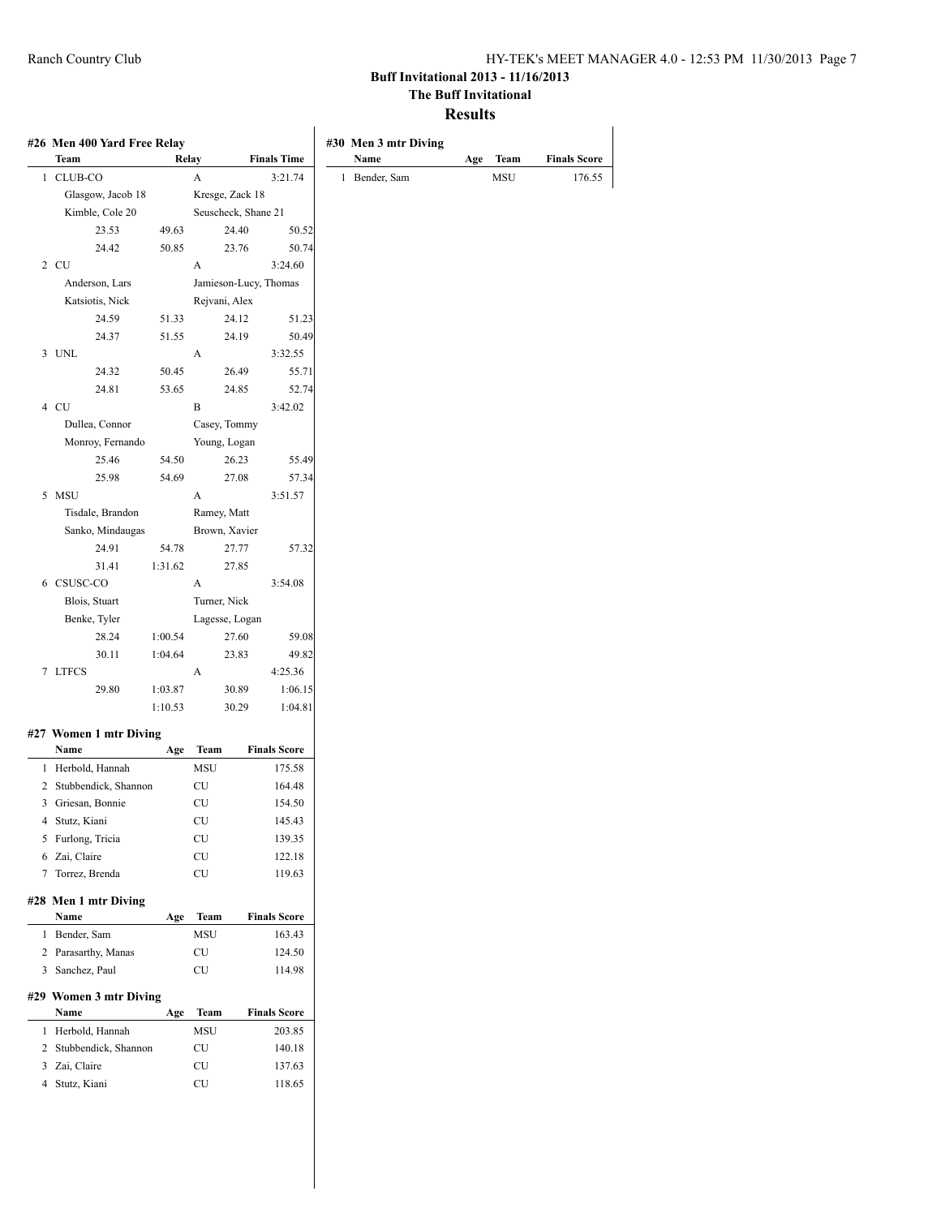# Buff Invitational 2013 - 11/16/2013

## The Buff Invitational

## Results

### #26 Men 400 Yard Free Relay

| | Team | Relay | Finals Time |
|---|---|---|---|
| 1 | CLUB-CO | A | 3:21.74 |
| | Glasgow, Jacob 18 | Kresge, Zack 18 | |
| | Kimble, Cole 20 | Seuscheck, Shane 21 | |
| | 23.53 49.63 | 24.40 | 50.52 |
| | 24.42 50.85 | 23.76 | 50.74 |
| 2 | CU | A | 3:24.60 |
| | Anderson, Lars | Jamieson-Lucy, Thomas | |
| | Katsiotis, Nick | Rejvani, Alex | |
| | 24.59 51.33 | 24.12 | 51.23 |
| | 24.37 51.55 | 24.19 | 50.49 |
| 3 | UNL | A | 3:32.55 |
| | 24.32 50.45 | 26.49 | 55.71 |
| | 24.81 53.65 | 24.85 | 52.74 |
| 4 | CU | B | 3:42.02 |
| | Dullea, Connor | Casey, Tommy | |
| | Monroy, Fernando | Young, Logan | |
| | 25.46 54.50 | 26.23 | 55.49 |
| | 25.98 54.69 | 27.08 | 57.34 |
| 5 | MSU | A | 3:51.57 |
| | Tisdale, Brandon | Ramey, Matt | |
| | Sanko, Mindaugas | Brown, Xavier | |
| | 24.91 54.78 | 27.77 | 57.32 |
| | 31.41 1:31.62 | 27.85 | |
| 6 | CSUSC-CO | A | 3:54.08 |
| | Blois, Stuart | Turner, Nick | |
| | Benke, Tyler | Lagesse, Logan | |
| | 28.24 1:00.54 | 27.60 | 59.08 |
| | 30.11 1:04.64 | 23.83 | 49.82 |
| 7 | LTFCS | A | 4:25.36 |
| | 29.80 1:03.87 | 30.89 | 1:06.15 |
| | 1:10.53 | 30.29 | 1:04.81 |

### #27 Women 1 mtr Diving

| | Name | Age | Team | Finals Score |
|---|---|---|---|---|
| 1 | Herbold, Hannah | | MSU | 175.58 |
| 2 | Stubbendick, Shannon | | CU | 164.48 |
| 3 | Griesan, Bonnie | | CU | 154.50 |
| 4 | Stutz, Kiani | | CU | 145.43 |
| 5 | Furlong, Tricia | | CU | 139.35 |
| 6 | Zai, Claire | | CU | 122.18 |
| 7 | Torrez, Brenda | | CU | 119.63 |

### #28 Men 1 mtr Diving

| | Name | Age | Team | Finals Score |
|---|---|---|---|---|
| 1 | Bender, Sam | | MSU | 163.43 |
| 2 | Parasarthy, Manas | | CU | 124.50 |
| 3 | Sanchez, Paul | | CU | 114.98 |

### #29 Women 3 mtr Diving

| | Name | Age | Team | Finals Score |
|---|---|---|---|---|
| 1 | Herbold, Hannah | | MSU | 203.85 |
| 2 | Stubbendick, Shannon | | CU | 140.18 |
| 3 | Zai, Claire | | CU | 137.63 |
| 4 | Stutz, Kiani | | CU | 118.65 |

### #30 Men 3 mtr Diving

| | Name | Age | Team | Finals Score |
|---|---|---|---|---|
| 1 | Bender, Sam | | MSU | 176.55 |